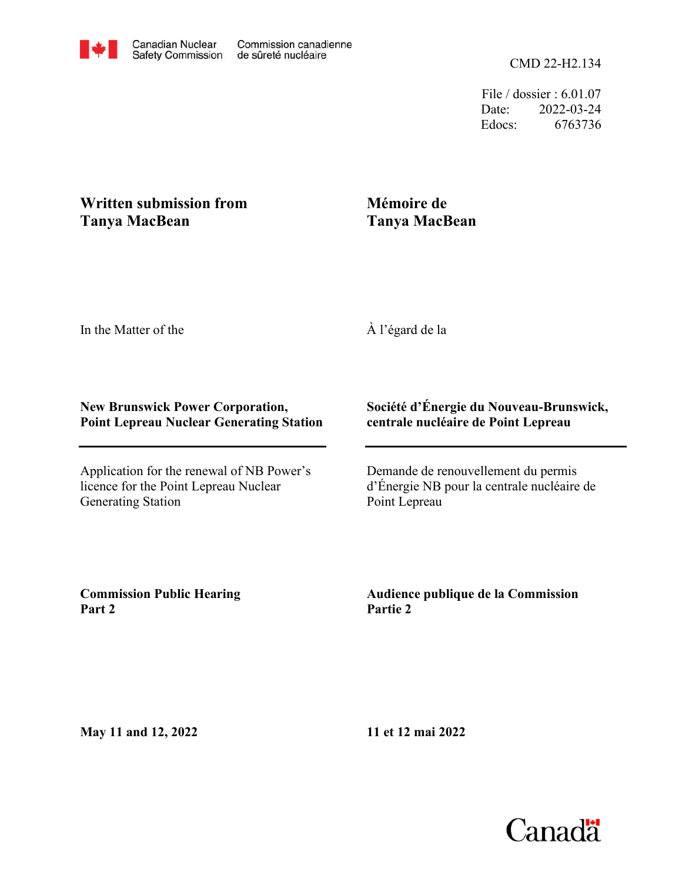Canadian Nuclear Safety Commission / Commission canadienne de sûreté nucléaire

CMD 22-H2.134

File / dossier : 6.01.07
Date: 2022-03-24
Edocs: 6763736

**Written submission from Tanya MacBean**

**Mémoire de Tanya MacBean**

In the Matter of the

À l'égard de la

**New Brunswick Power Corporation, Point Lepreau Nuclear Generating Station**

**Société d'Énergie du Nouveau-Brunswick, centrale nucléaire de Point Lepreau**

Application for the renewal of NB Power's licence for the Point Lepreau Nuclear Generating Station

Demande de renouvellement du permis d'Énergie NB pour la centrale nucléaire de Point Lepreau

**Commission Public Hearing Part 2**

**Audience publique de la Commission Partie 2**

**May 11 and 12, 2022**

**11 et 12 mai 2022**

Canada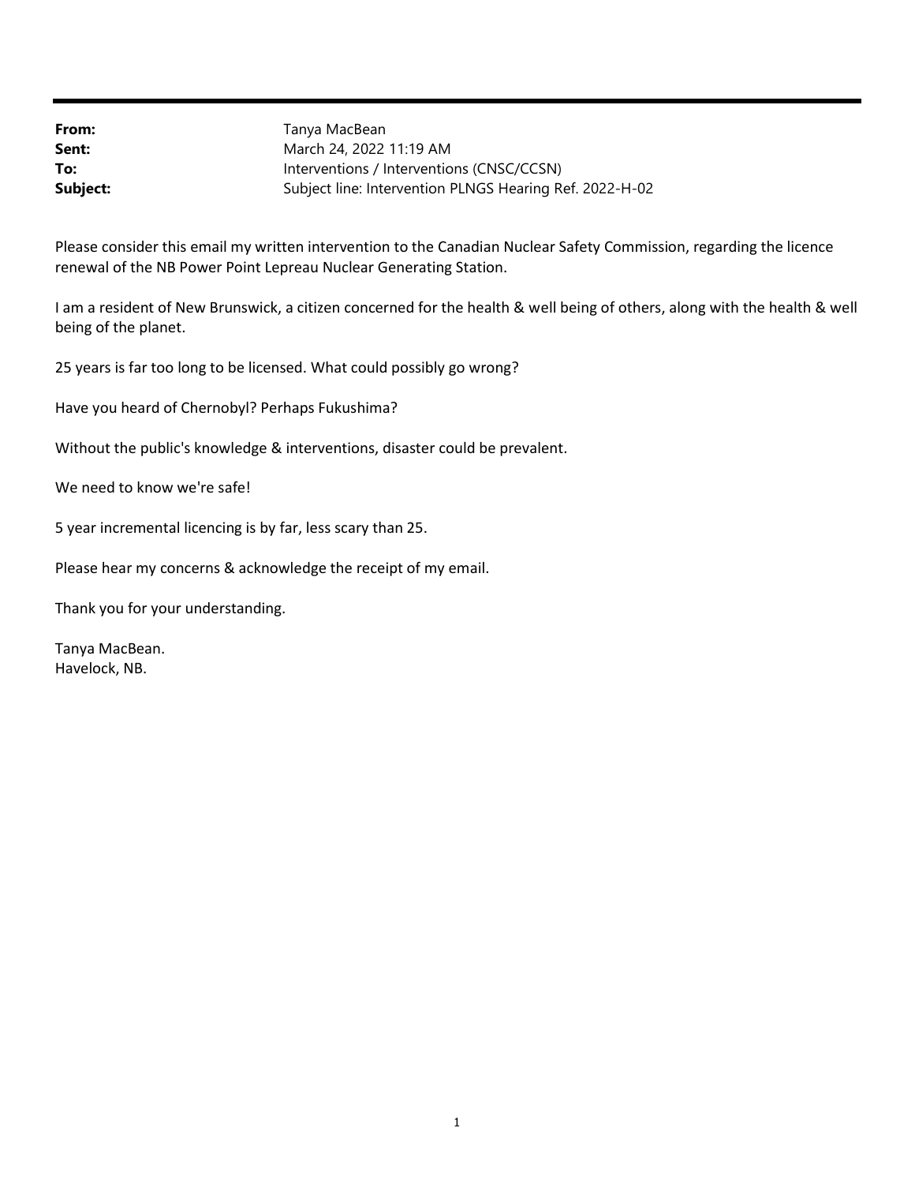**From:** Tanya MacBean
**Sent:** March 24, 2022 11:19 AM
**To:** Interventions / Interventions (CNSC/CCSN)
**Subject:** Subject line: Intervention PLNGS Hearing Ref. 2022-H-02

Please consider this email my written intervention to the Canadian Nuclear Safety Commission, regarding the licence renewal of the NB Power Point Lepreau Nuclear Generating Station.

I am a resident of New Brunswick, a citizen concerned for the health & well being of others, along with the health & well being of the planet.

25 years is far too long to be licensed. What could possibly go wrong?

Have you heard of Chernobyl? Perhaps Fukushima?

Without the public's knowledge & interventions, disaster could be prevalent.

We need to know we're safe!

5 year incremental licencing is by far, less scary than 25.

Please hear my concerns & acknowledge the receipt of my email.

Thank you for your understanding.

Tanya MacBean.
Havelock, NB.